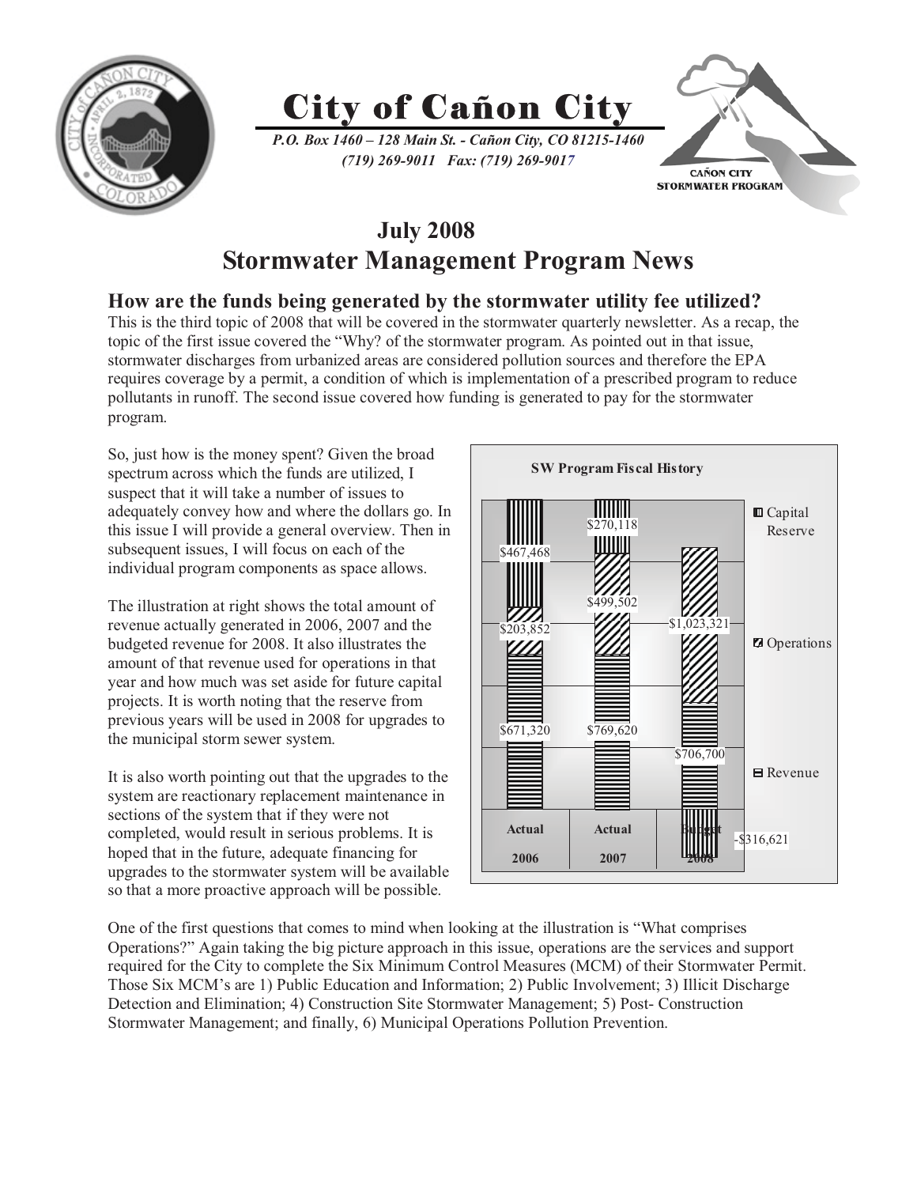# City of Cañon City

*P.O. Box 1460 – 128 Main St. - Cañon City, CO 81215-1460*
*(719) 269-9011 Fax: (719) 269-9017*

CAÑON CITY STORMWATER PROGRAM

## July 2008
## Stormwater Management Program News

### How are the funds being generated by the stormwater utility fee utilized?

This is the third topic of 2008 that will be covered in the stormwater quarterly newsletter. As a recap, the topic of the first issue covered the "Why? of the stormwater program. As pointed out in that issue, stormwater discharges from urbanized areas are considered pollution sources and therefore the EPA requires coverage by a permit, a condition of which is implementation of a prescribed program to reduce pollutants in runoff. The second issue covered how funding is generated to pay for the stormwater program.

So, just how is the money spent? Given the broad spectrum across which the funds are utilized, I suspect that it will take a number of issues to adequately convey how and where the dollars go. In this issue I will provide a general overview. Then in subsequent issues, I will focus on each of the individual program components as space allows.

The illustration at right shows the total amount of revenue actually generated in 2006, 2007 and the budgeted revenue for 2008. It also illustrates the amount of that revenue used for operations in that year and how much was set aside for future capital projects. It is worth noting that the reserve from previous years will be used in 2008 for upgrades to the municipal storm sewer system.

It is also worth pointing out that the upgrades to the system are reactionary replacement maintenance in sections of the system that if they were not completed, would result in serious problems. It is hoped that in the future, adequate financing for upgrades to the stormwater system will be available so that a more proactive approach will be possible.

**SW Program Fiscal History**

| | Actual 2006 | Actual 2007 | Budget 2008 |
|---|---|---|---|
| Capital Reserve | $467,468 | $270,118 | -$316,621 |
| Operations | $203,852 | $499,502 | $1,023,321 |
| Revenue | $671,320 | $769,620 | $706,700 |

One of the first questions that comes to mind when looking at the illustration is "What comprises Operations?" Again taking the big picture approach in this issue, operations are the services and support required for the City to complete the Six Minimum Control Measures (MCM) of their Stormwater Permit. Those Six MCM's are 1) Public Education and Information; 2) Public Involvement; 3) Illicit Discharge Detection and Elimination; 4) Construction Site Stormwater Management; 5) Post- Construction Stormwater Management; and finally, 6) Municipal Operations Pollution Prevention.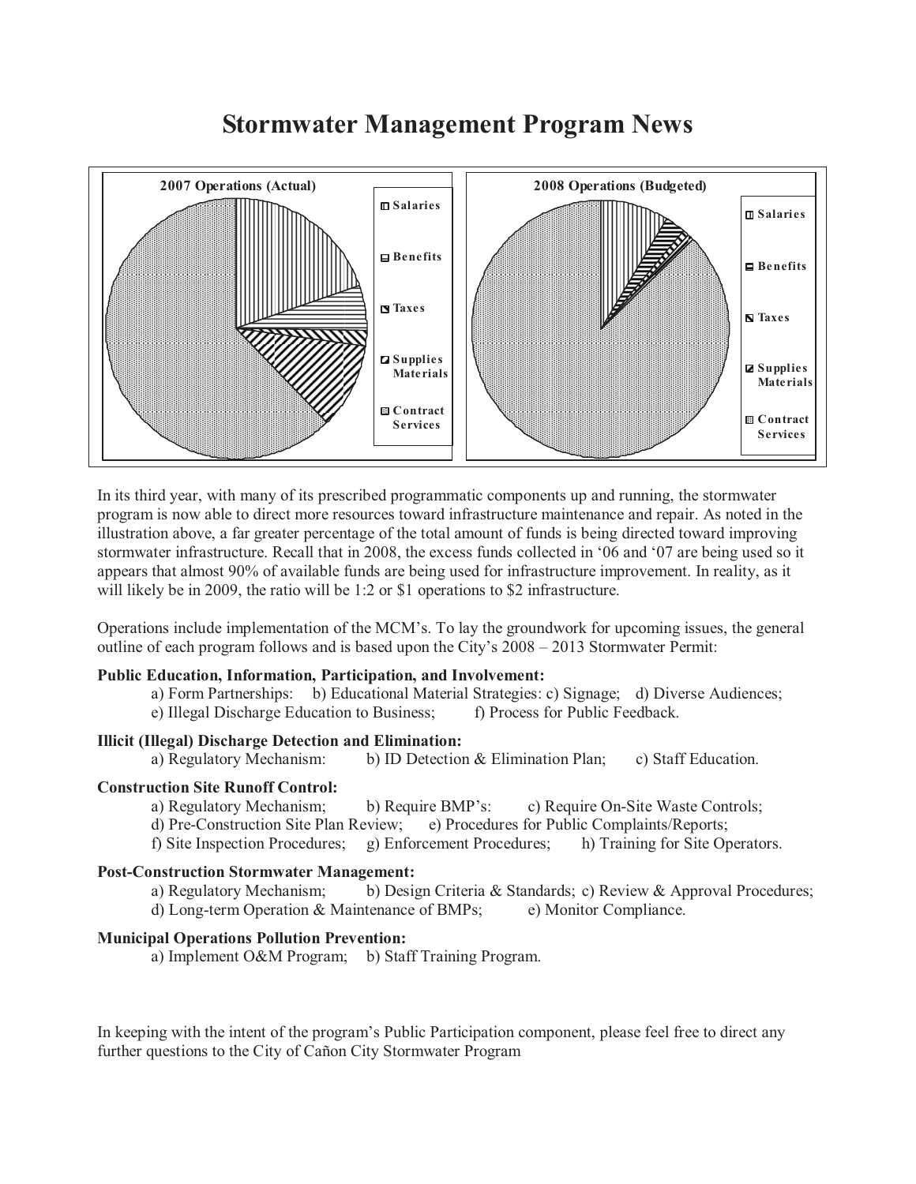# Stormwater Management Program News

2007 Operations (Actual)

Salaries

Benefits

Taxes

Supplies Materials

Contract Services

2008 Operations (Budgeted)

Salaries

Benefits

Taxes

Supplies Materials

Contract Services

In its third year, with many of its prescribed programmatic components up and running, the stormwater program is now able to direct more resources toward infrastructure maintenance and repair. As noted in the illustration above, a far greater percentage of the total amount of funds is being directed toward improving stormwater infrastructure. Recall that in 2008, the excess funds collected in '06 and '07 are being used so it appears that almost 90% of available funds are being used for infrastructure improvement. In reality, as it will likely be in 2009, the ratio will be 1:2 or $1 operations to $2 infrastructure.

Operations include implementation of the MCM's. To lay the groundwork for upcoming issues, the general outline of each program follows and is based upon the City's 2008 – 2013 Stormwater Permit:

**Public Education, Information, Participation, and Involvement:**

a) Form Partnerships: b) Educational Material Strategies: c) Signage; d) Diverse Audiences; e) Illegal Discharge Education to Business; f) Process for Public Feedback.

**Illicit (Illegal) Discharge Detection and Elimination:**

a) Regulatory Mechanism: b) ID Detection & Elimination Plan; c) Staff Education.

**Construction Site Runoff Control:**

a) Regulatory Mechanism; b) Require BMP's: c) Require On-Site Waste Controls; d) Pre-Construction Site Plan Review; e) Procedures for Public Complaints/Reports; f) Site Inspection Procedures; g) Enforcement Procedures; h) Training for Site Operators.

**Post-Construction Stormwater Management:**

a) Regulatory Mechanism; b) Design Criteria & Standards; c) Review & Approval Procedures; d) Long-term Operation & Maintenance of BMPs; e) Monitor Compliance.

**Municipal Operations Pollution Prevention:**

a) Implement O&M Program; b) Staff Training Program.

In keeping with the intent of the program's Public Participation component, please feel free to direct any further questions to the City of Cañon City Stormwater Program